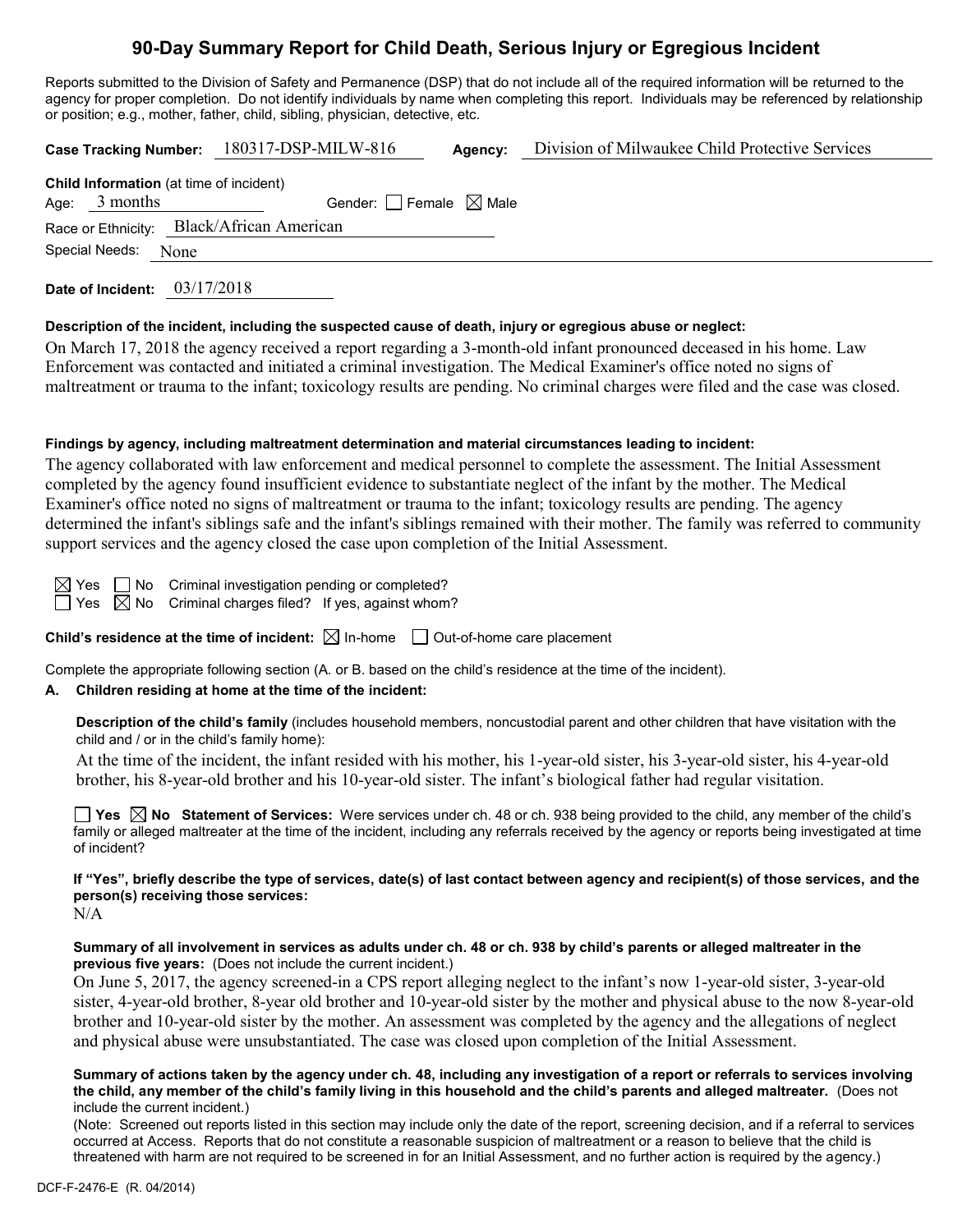# 90-Day Summary Report for Child Death, Serious Injury or Egregious Incident

Reports submitted to the Division of Safety and Permanence (DSP) that do not include all of the required information will be returned to the agency for proper completion. Do not identify individuals by name when completing this report. Individuals may be referenced by relationship or position; e.g., mother, father, child, sibling, physician, detective, etc.

**Case Tracking Number:** 180317-DSP-MILW-816 **Agency:** Division of Milwaukee Child Protective Services

**Child Information** (at time of incident)

Age: 3 months Gender: ☐ Female ☒ Male

Race or Ethnicity: Black/African American

Special Needs: None

**Date of Incident:** 03/17/2018

**Description of the incident, including the suspected cause of death, injury or egregious abuse or neglect:**

On March 17, 2018 the agency received a report regarding a 3-month-old infant pronounced deceased in his home. Law Enforcement was contacted and initiated a criminal investigation. The Medical Examiner's office noted no signs of maltreatment or trauma to the infant; toxicology results are pending. No criminal charges were filed and the case was closed.

**Findings by agency, including maltreatment determination and material circumstances leading to incident:**

The agency collaborated with law enforcement and medical personnel to complete the assessment. The Initial Assessment completed by the agency found insufficient evidence to substantiate neglect of the infant by the mother. The Medical Examiner's office noted no signs of maltreatment or trauma to the infant; toxicology results are pending. The agency determined the infant's siblings safe and the infant's siblings remained with their mother. The family was referred to community support services and the agency closed the case upon completion of the Initial Assessment.

☒ Yes ☐ No Criminal investigation pending or completed?

☐ Yes ☒ No Criminal charges filed? If yes, against whom?

**Child's residence at the time of incident:** ☒ In-home ☐ Out-of-home care placement

Complete the appropriate following section (A. or B. based on the child's residence at the time of the incident).

**A. Children residing at home at the time of the incident:**

**Description of the child's family** (includes household members, noncustodial parent and other children that have visitation with the child and / or in the child's family home):

At the time of the incident, the infant resided with his mother, his 1-year-old sister, his 3-year-old sister, his 4-year-old brother, his 8-year-old brother and his 10-year-old sister. The infant's biological father had regular visitation.

☐ **Yes** ☒ **No** **Statement of Services:** Were services under ch. 48 or ch. 938 being provided to the child, any member of the child's family or alleged maltreater at the time of the incident, including any referrals received by the agency or reports being investigated at time of incident?

**If "Yes", briefly describe the type of services, date(s) of last contact between agency and recipient(s) of those services, and the person(s) receiving those services:**

N/A

**Summary of all involvement in services as adults under ch. 48 or ch. 938 by child's parents or alleged maltreater in the previous five years:** (Does not include the current incident.)

On June 5, 2017, the agency screened-in a CPS report alleging neglect to the infant's now 1-year-old sister, 3-year-old sister, 4-year-old brother, 8-year old brother and 10-year-old sister by the mother and physical abuse to the now 8-year-old brother and 10-year-old sister by the mother. An assessment was completed by the agency and the allegations of neglect and physical abuse were unsubstantiated. The case was closed upon completion of the Initial Assessment.

**Summary of actions taken by the agency under ch. 48, including any investigation of a report or referrals to services involving the child, any member of the child's family living in this household and the child's parents and alleged maltreater.** (Does not include the current incident.)

(Note: Screened out reports listed in this section may include only the date of the report, screening decision, and if a referral to services occurred at Access. Reports that do not constitute a reasonable suspicion of maltreatment or a reason to believe that the child is threatened with harm are not required to be screened in for an Initial Assessment, and no further action is required by the agency.)

DCF-F-2476-E (R. 04/2014)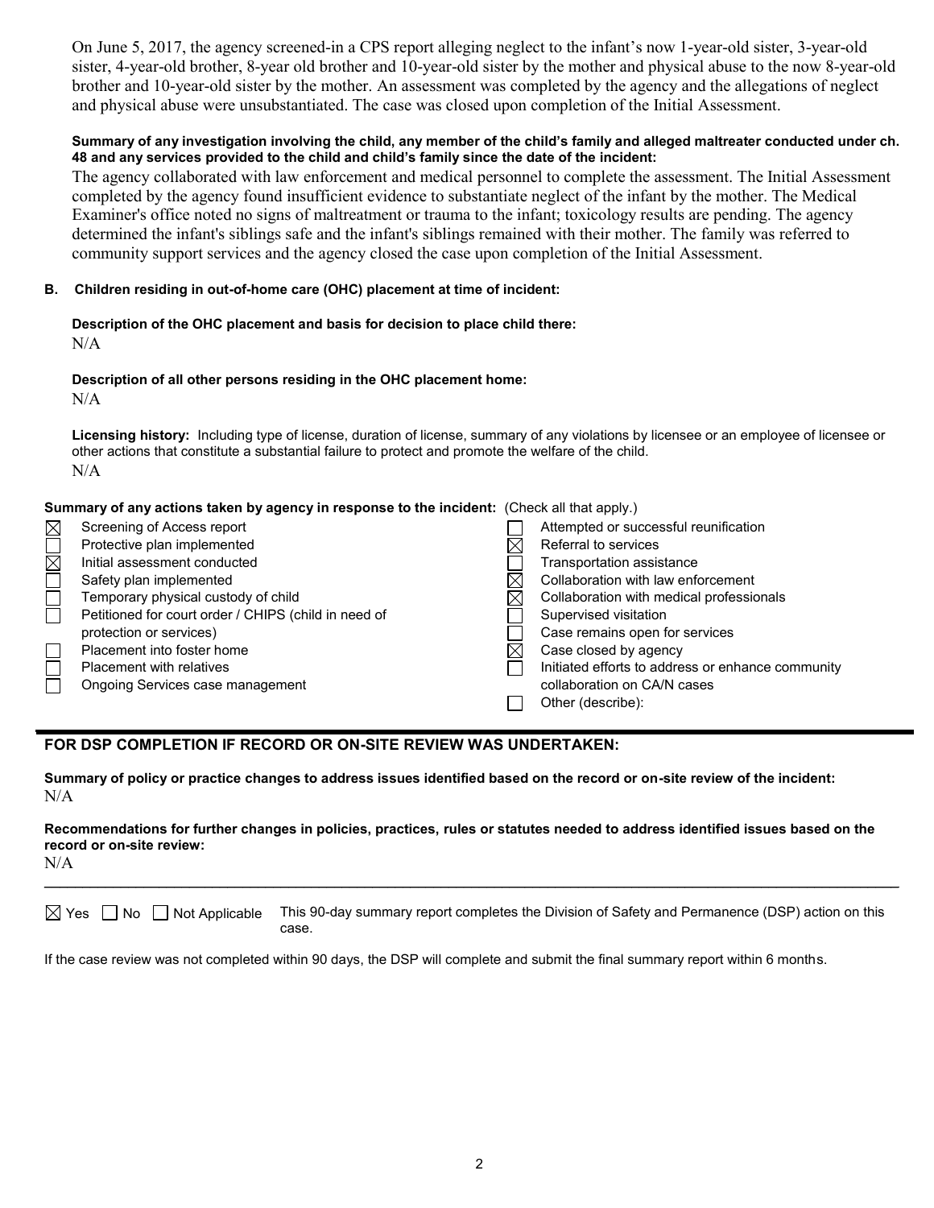On June 5, 2017, the agency screened-in a CPS report alleging neglect to the infant's now 1-year-old sister, 3-year-old sister, 4-year-old brother, 8-year old brother and 10-year-old sister by the mother and physical abuse to the now 8-year-old brother and 10-year-old sister by the mother. An assessment was completed by the agency and the allegations of neglect and physical abuse were unsubstantiated. The case was closed upon completion of the Initial Assessment.

**Summary of any investigation involving the child, any member of the child's family and alleged maltreater conducted under ch. 48 and any services provided to the child and child's family since the date of the incident:**

The agency collaborated with law enforcement and medical personnel to complete the assessment. The Initial Assessment completed by the agency found insufficient evidence to substantiate neglect of the infant by the mother. The Medical Examiner's office noted no signs of maltreatment or trauma to the infant; toxicology results are pending. The agency determined the infant's siblings safe and the infant's siblings remained with their mother. The family was referred to community support services and the agency closed the case upon completion of the Initial Assessment.

**B. Children residing in out-of-home care (OHC) placement at time of incident:**

**Description of the OHC placement and basis for decision to place child there:**
N/A

**Description of all other persons residing in the OHC placement home:**
N/A

**Licensing history:** Including type of license, duration of license, summary of any violations by licensee or an employee of licensee or other actions that constitute a substantial failure to protect and promote the welfare of the child.
N/A

**Summary of any actions taken by agency in response to the incident:** (Check all that apply.)

- ☒ Screening of Access report
- ☐ Protective plan implemented
- ☒ Initial assessment conducted
- ☐ Safety plan implemented
- ☐ Temporary physical custody of child
- ☐ Petitioned for court order / CHIPS (child in need of protection or services)
- ☐ Placement into foster home
- ☐ Placement with relatives
- ☐ Ongoing Services case management
- ☐ Attempted or successful reunification
- ☒ Referral to services
- ☐ Transportation assistance
- ☒ Collaboration with law enforcement
- ☒ Collaboration with medical professionals
- ☐ Supervised visitation
- ☐ Case remains open for services
- ☒ Case closed by agency
- ☐ Initiated efforts to address or enhance community collaboration on CA/N cases
- ☐ Other (describe):

## FOR DSP COMPLETION IF RECORD OR ON-SITE REVIEW WAS UNDERTAKEN:

**Summary of policy or practice changes to address issues identified based on the record or on-site review of the incident:**
N/A

**Recommendations for further changes in policies, practices, rules or statutes needed to address identified issues based on the record or on-site review:**
N/A

☒ Yes ☐ No ☐ Not Applicable This 90-day summary report completes the Division of Safety and Permanence (DSP) action on this case.

If the case review was not completed within 90 days, the DSP will complete and submit the final summary report within 6 months.